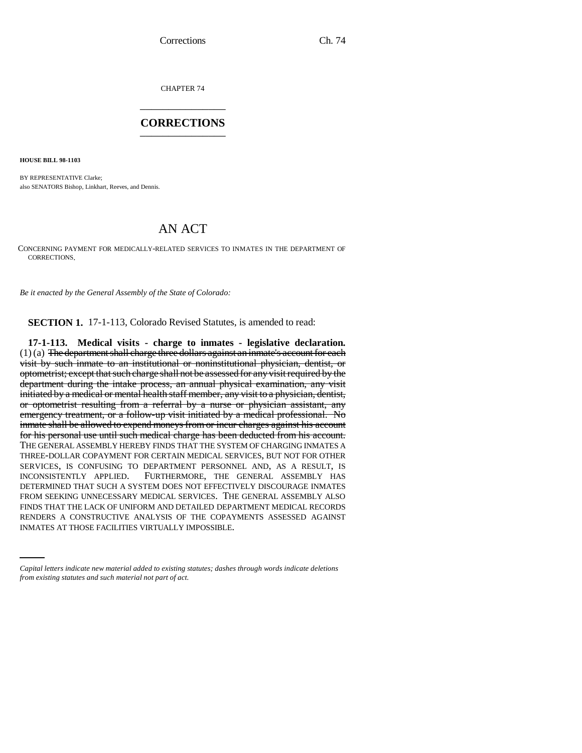CHAPTER 74

# CORRECTIONS

**HOUSE BILL 98-1103**

BY REPRESENTATIVE Clarke;
also SENATORS Bishop, Linkhart, Reeves, and Dennis.

# AN ACT

CONCERNING PAYMENT FOR MEDICALLY-RELATED SERVICES TO INMATES IN THE DEPARTMENT OF CORRECTIONS.

*Be it enacted by the General Assembly of the State of Colorado:*

**SECTION 1.** 17-1-113, Colorado Revised Statutes, is amended to read:

**17-1-113. Medical visits - charge to inmates - legislative declaration.** (1) (a) ~~The department shall charge three dollars against an inmate's account for each visit by such inmate to an institutional or noninstitutional physician, dentist, or optometrist; except that such charge shall not be assessed for any visit required by the department during the intake process, an annual physical examination, any visit initiated by a medical or mental health staff member, any visit to a physician, dentist, or optometrist resulting from a referral by a nurse or physician assistant, any emergency treatment, or a follow-up visit initiated by a medical professional. No inmate shall be allowed to expend moneys from or incur charges against his account for his personal use until such medical charge has been deducted from his account.~~ THE GENERAL ASSEMBLY HEREBY FINDS THAT THE SYSTEM OF CHARGING INMATES A THREE-DOLLAR COPAYMENT FOR CERTAIN MEDICAL SERVICES, BUT NOT FOR OTHER SERVICES, IS CONFUSING TO DEPARTMENT PERSONNEL AND, AS A RESULT, IS INCONSISTENTLY APPLIED. FURTHERMORE, THE GENERAL ASSEMBLY HAS DETERMINED THAT SUCH A SYSTEM DOES NOT EFFECTIVELY DISCOURAGE INMATES FROM SEEKING UNNECESSARY MEDICAL SERVICES. THE GENERAL ASSEMBLY ALSO FINDS THAT THE LACK OF UNIFORM AND DETAILED DEPARTMENT MEDICAL RECORDS RENDERS A CONSTRUCTIVE ANALYSIS OF THE COPAYMENTS ASSESSED AGAINST INMATES AT THOSE FACILITIES VIRTUALLY IMPOSSIBLE.

*Capital letters indicate new material added to existing statutes; dashes through words indicate deletions from existing statutes and such material not part of act.*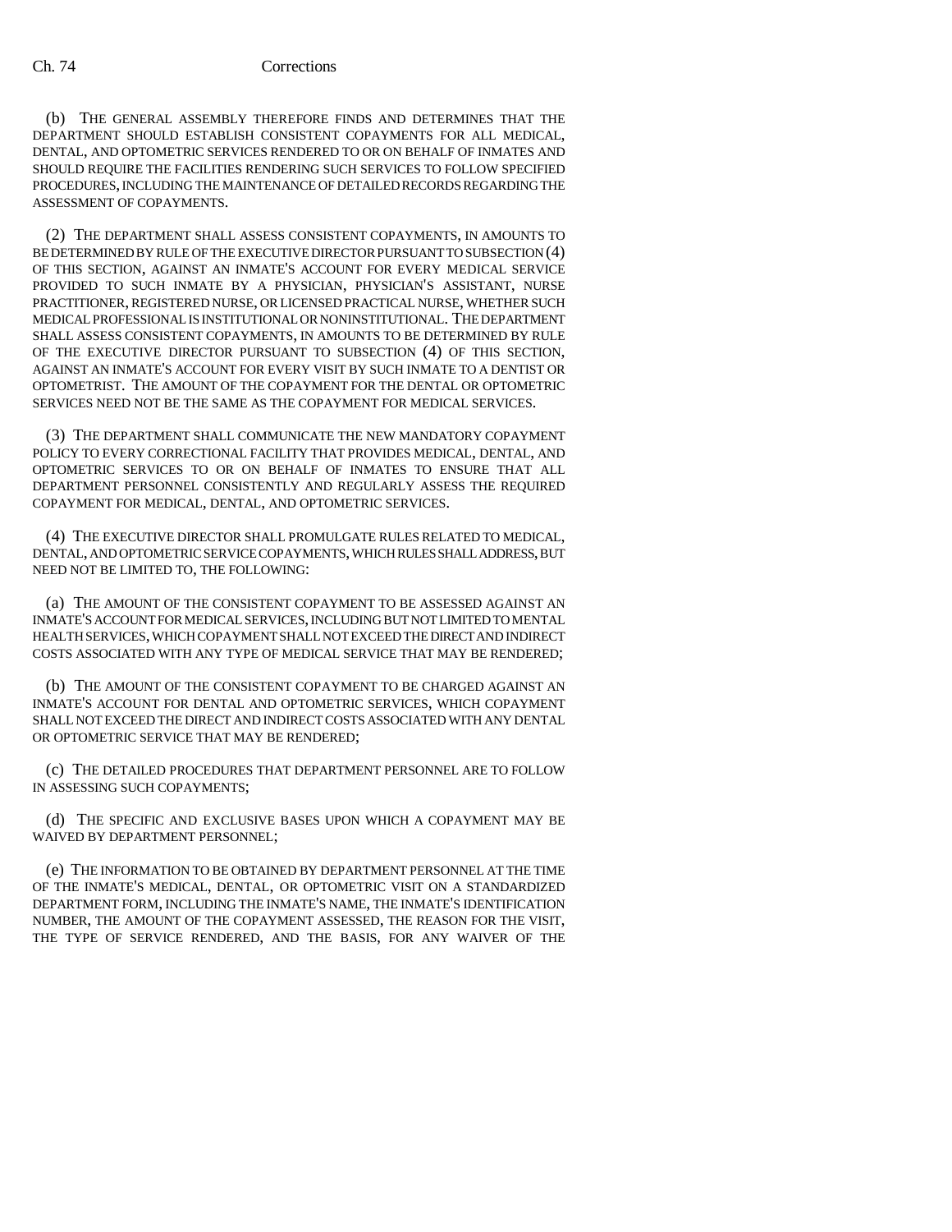(b) THE GENERAL ASSEMBLY THEREFORE FINDS AND DETERMINES THAT THE DEPARTMENT SHOULD ESTABLISH CONSISTENT COPAYMENTS FOR ALL MEDICAL, DENTAL, AND OPTOMETRIC SERVICES RENDERED TO OR ON BEHALF OF INMATES AND SHOULD REQUIRE THE FACILITIES RENDERING SUCH SERVICES TO FOLLOW SPECIFIED PROCEDURES, INCLUDING THE MAINTENANCE OF DETAILED RECORDS REGARDING THE ASSESSMENT OF COPAYMENTS.

(2) THE DEPARTMENT SHALL ASSESS CONSISTENT COPAYMENTS, IN AMOUNTS TO BE DETERMINED BY RULE OF THE EXECUTIVE DIRECTOR PURSUANT TO SUBSECTION (4) OF THIS SECTION, AGAINST AN INMATE'S ACCOUNT FOR EVERY MEDICAL SERVICE PROVIDED TO SUCH INMATE BY A PHYSICIAN, PHYSICIAN'S ASSISTANT, NURSE PRACTITIONER, REGISTERED NURSE, OR LICENSED PRACTICAL NURSE, WHETHER SUCH MEDICAL PROFESSIONAL IS INSTITUTIONAL OR NONINSTITUTIONAL. THE DEPARTMENT SHALL ASSESS CONSISTENT COPAYMENTS, IN AMOUNTS TO BE DETERMINED BY RULE OF THE EXECUTIVE DIRECTOR PURSUANT TO SUBSECTION (4) OF THIS SECTION, AGAINST AN INMATE'S ACCOUNT FOR EVERY VISIT BY SUCH INMATE TO A DENTIST OR OPTOMETRIST. THE AMOUNT OF THE COPAYMENT FOR THE DENTAL OR OPTOMETRIC SERVICES NEED NOT BE THE SAME AS THE COPAYMENT FOR MEDICAL SERVICES.

(3) THE DEPARTMENT SHALL COMMUNICATE THE NEW MANDATORY COPAYMENT POLICY TO EVERY CORRECTIONAL FACILITY THAT PROVIDES MEDICAL, DENTAL, AND OPTOMETRIC SERVICES TO OR ON BEHALF OF INMATES TO ENSURE THAT ALL DEPARTMENT PERSONNEL CONSISTENTLY AND REGULARLY ASSESS THE REQUIRED COPAYMENT FOR MEDICAL, DENTAL, AND OPTOMETRIC SERVICES.

(4) THE EXECUTIVE DIRECTOR SHALL PROMULGATE RULES RELATED TO MEDICAL, DENTAL, AND OPTOMETRIC SERVICE COPAYMENTS, WHICH RULES SHALL ADDRESS, BUT NEED NOT BE LIMITED TO, THE FOLLOWING:

(a) THE AMOUNT OF THE CONSISTENT COPAYMENT TO BE ASSESSED AGAINST AN INMATE'S ACCOUNT FOR MEDICAL SERVICES, INCLUDING BUT NOT LIMITED TO MENTAL HEALTH SERVICES, WHICH COPAYMENT SHALL NOT EXCEED THE DIRECT AND INDIRECT COSTS ASSOCIATED WITH ANY TYPE OF MEDICAL SERVICE THAT MAY BE RENDERED;

(b) THE AMOUNT OF THE CONSISTENT COPAYMENT TO BE CHARGED AGAINST AN INMATE'S ACCOUNT FOR DENTAL AND OPTOMETRIC SERVICES, WHICH COPAYMENT SHALL NOT EXCEED THE DIRECT AND INDIRECT COSTS ASSOCIATED WITH ANY DENTAL OR OPTOMETRIC SERVICE THAT MAY BE RENDERED;

(c) THE DETAILED PROCEDURES THAT DEPARTMENT PERSONNEL ARE TO FOLLOW IN ASSESSING SUCH COPAYMENTS;

(d) THE SPECIFIC AND EXCLUSIVE BASES UPON WHICH A COPAYMENT MAY BE WAIVED BY DEPARTMENT PERSONNEL;

(e) THE INFORMATION TO BE OBTAINED BY DEPARTMENT PERSONNEL AT THE TIME OF THE INMATE'S MEDICAL, DENTAL, OR OPTOMETRIC VISIT ON A STANDARDIZED DEPARTMENT FORM, INCLUDING THE INMATE'S NAME, THE INMATE'S IDENTIFICATION NUMBER, THE AMOUNT OF THE COPAYMENT ASSESSED, THE REASON FOR THE VISIT, THE TYPE OF SERVICE RENDERED, AND THE BASIS, FOR ANY WAIVER OF THE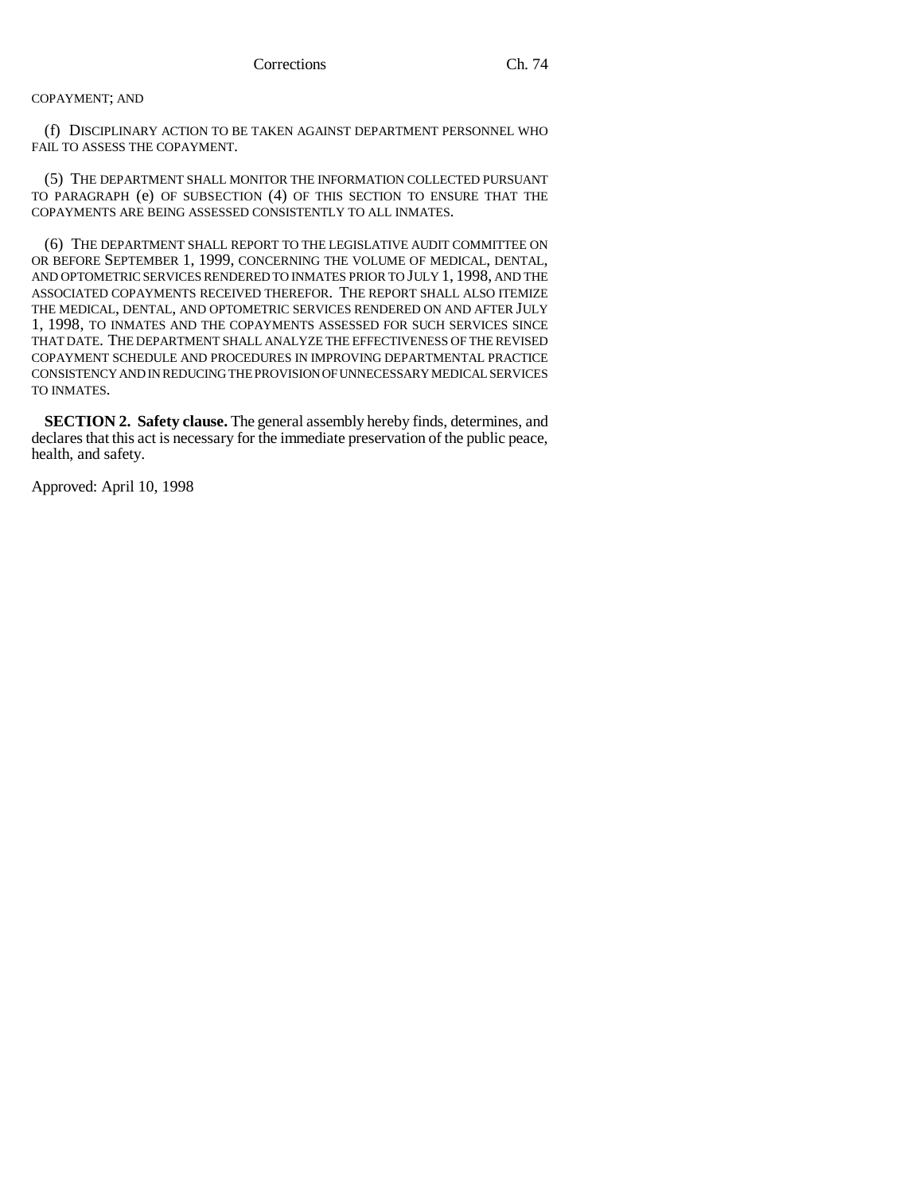COPAYMENT; AND

(f) DISCIPLINARY ACTION TO BE TAKEN AGAINST DEPARTMENT PERSONNEL WHO FAIL TO ASSESS THE COPAYMENT.

(5) THE DEPARTMENT SHALL MONITOR THE INFORMATION COLLECTED PURSUANT TO PARAGRAPH (e) OF SUBSECTION (4) OF THIS SECTION TO ENSURE THAT THE COPAYMENTS ARE BEING ASSESSED CONSISTENTLY TO ALL INMATES.

(6) THE DEPARTMENT SHALL REPORT TO THE LEGISLATIVE AUDIT COMMITTEE ON OR BEFORE SEPTEMBER 1, 1999, CONCERNING THE VOLUME OF MEDICAL, DENTAL, AND OPTOMETRIC SERVICES RENDERED TO INMATES PRIOR TO JULY 1, 1998, AND THE ASSOCIATED COPAYMENTS RECEIVED THEREFOR. THE REPORT SHALL ALSO ITEMIZE THE MEDICAL, DENTAL, AND OPTOMETRIC SERVICES RENDERED ON AND AFTER JULY 1, 1998, TO INMATES AND THE COPAYMENTS ASSESSED FOR SUCH SERVICES SINCE THAT DATE. THE DEPARTMENT SHALL ANALYZE THE EFFECTIVENESS OF THE REVISED COPAYMENT SCHEDULE AND PROCEDURES IN IMPROVING DEPARTMENTAL PRACTICE CONSISTENCY AND IN REDUCING THE PROVISION OF UNNECESSARY MEDICAL SERVICES TO INMATES.

**SECTION 2. Safety clause.** The general assembly hereby finds, determines, and declares that this act is necessary for the immediate preservation of the public peace, health, and safety.

Approved: April 10, 1998